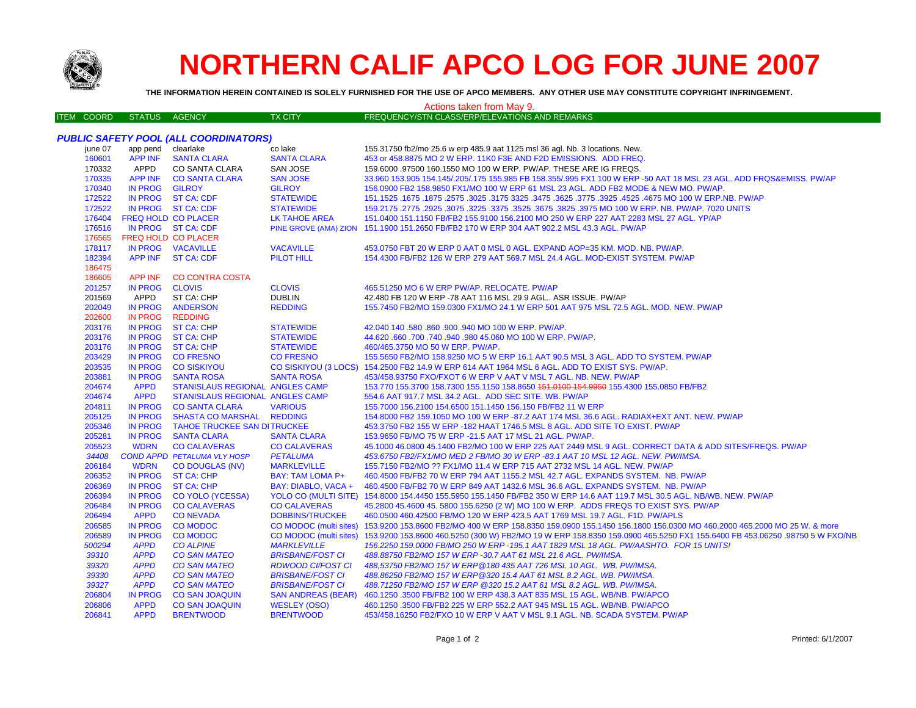# NORTHERN CALIF APCO LOG FOR JUNE 2007

**THE INFORMATION HEREIN CONTAINED IS SOLELY FURNISHED FOR THE USE OF APCO MEMBERS. ANY OTHER USE MAY CONSTITUTE COPYRIGHT INFRINGEMENT.**

Actions taken from May 9.

| ITEM | COORD | STATUS | AGENCY | TX CITY | FREQUENCY/STN CLASS/ERP/ELEVATIONS AND REMARKS |
|---|---|---|---|---|---|
| | | | | | |

### *PUBLIC SAFETY POOL (ALL COORDINATORS)*

| ITEM COORD | STATUS | AGENCY | TX CITY | FREQUENCY/STN CLASS/ERP/ELEVATIONS AND REMARKS |
|---|---|---|---|---|
| june 07 | app pend | clearlake | co lake | 155.31750 fb2/mo 25.6 w erp 485.9 aat 1125 msl 36 agl. Nb. 3 locations. New. |
| 160601 | APP INF | SANTA CLARA | SANTA CLARA | 453 or 458.8875 MO 2 W ERP. 11K0 F3E AND F2D EMISSIONS. ADD FREQ. |
| 170332 | APPD | CO SANTA CLARA | SAN JOSE | 159.6000 .97500 160.1550 MO 100 W ERP. PW/AP. THESE ARE IG FREQS. |
| 170335 | APP INF | CO SANTA CLARA | SAN JOSE | 33.960 153.905 154.145/.205/.175 155.985 FB 158.355/.995 FX1 100 W ERP -50 AAT 18 MSL 23 AGL. ADD FRQS&EMISS. PW/AP |
| 170340 | IN PROG | GILROY | GILROY | 156.0900 FB2 158.9850 FX1/MO 100 W ERP 61 MSL 23 AGL. ADD FB2 MODE & NEW MO. PW/AP. |
| 172522 | IN PROG | ST CA: CDF | STATEWIDE | 151.1525 .1675 .1875 .2575 .3025 .3175 3325 .3475 .3625 .3775 .3925 .4525 .4675 MO 100 W ERP.NB. PW/AP |
| 172522 | IN PROG | ST CA: CDF | STATEWIDE | 159.2175 .2775 .2925 .3075 .3225 .3375 .3525 .3675 .3825 .3975 MO 100 W ERP. NB. PW/AP. 7020 UNITS |
| 176404 | FREQ HOLD | CO PLACER | LK TAHOE AREA | 151.0400 151.1150 FB/FB2 155.9100 156.2100 MO 250 W ERP 227 AAT 2283 MSL 27 AGL. YP/AP |
| 176516 | IN PROG | ST CA: CDF | PINE GROVE (AMA) ZION | 151.1900 151.2650 FB/FB2 170 W ERP 304 AAT 902.2 MSL 43.3 AGL. PW/AP |
| 176565 | FREQ HOLD | CO PLACER | | |
| 178117 | IN PROG | VACAVILLE | VACAVILLE | 453.0750 FBT 20 W ERP 0 AAT 0 MSL 0 AGL. EXPAND AOP=35 KM. MOD. NB. PW/AP. |
| 182394 | APP INF | ST CA: CDF | PILOT HILL | 154.4300 FB/FB2 126 W ERP 279 AAT 569.7 MSL 24.4 AGL. MOD-EXIST SYSTEM. PW/AP |
| 186475 | | | | |
| 186605 | APP INF | CO CONTRA COSTA | | |
| 201257 | IN PROG | CLOVIS | CLOVIS | 465.51250 MO 6 W ERP PW/AP. RELOCATE. PW/AP |
| 201569 | APPD | ST CA: CHP | DUBLIN | 42.480 FB 120 W ERP -78 AAT 116 MSL 29.9 AGL.. ASR ISSUE. PW/AP |
| 202049 | IN PROG | ANDERSON | REDDING | 155.7450 FB2/MO 159.0300 FX1/MO 24.1 W ERP 501 AAT 975 MSL 72.5 AGL. MOD. NEW. PW/AP |
| 202600 | IN PROG | REDDING | | |
| 203176 | IN PROG | ST CA: CHP | STATEWIDE | 42.040 140 .580 .860 .900 .940 MO 100 W ERP. PW/AP. |
| 203176 | IN PROG | ST CA: CHP | STATEWIDE | 44.620 .660 .700 .740 .940 .980 45.060 MO 100 W ERP. PW/AP. |
| 203176 | IN PROG | ST CA: CHP | STATEWIDE | 460/465.3750 MO 50 W ERP. PW/AP. |
| 203429 | IN PROG | CO FRESNO | CO FRESNO | 155.5650 FB2/MO 158.9250 MO 5 W ERP 16.1 AAT 90.5 MSL 3 AGL. ADD TO SYSTEM. PW/AP |
| 203535 | IN PROG | CO SISKIYOU | CO SISKIYOU (3 LOCS) | 154.2500 FB2 14.9 W ERP 614 AAT 1964 MSL 6 AGL. ADD TO EXIST SYS. PW/AP. |
| 203881 | IN PROG | SANTA ROSA | SANTA ROSA | 453/458.93750 FXO/FXOT 6 W ERP V AAT V MSL 7 AGL. NB. NEW. PW/AP |
| 204674 | APPD | STANISLAUS REGIONAL | ANGLES CAMP | 153.770 155.3700 158.7300 155.1150 158.8650 ~~151.0100 154.9950~~ 155.4300 155.0850 FB/FB2 |
| 204674 | APPD | STANISLAUS REGIONAL | ANGLES CAMP | 554.6 AAT 917.7 MSL 34.2 AGL. ADD SEC SITE. WB. PW/AP |
| 204811 | IN PROG | CO SANTA CLARA | VARIOUS | 155.7000 156.2100 154.6500 151.1450 156.150 FB/FB2 11 W ERP |
| 205125 | IN PROG | SHASTA CO MARSHAL | REDDING | 154.8000 FB2 159.1050 MO 100 W ERP -87.2 AAT 174 MSL 36.6 AGL. RADIAX+EXT ANT. NEW. PW/AP |
| 205346 | IN PROG | TAHOE TRUCKEE SAN DI | TRUCKEE | 453.3750 FB2 155 W ERP -182 HAAT 1746.5 MSL 8 AGL. ADD SITE TO EXIST. PW/AP |
| 205281 | IN PROG | SANTA CLARA | SANTA CLARA | 153.9650 FB/MO 75 W ERP -21.5 AAT 17 MSL 21 AGL. PW/AP. |
| 205523 | WDRN | CO CALAVERAS | CO CALAVERAS | 45.1000 46.0800 45.1400 FB2/MO 100 W ERP 225 AAT 2449 MSL 9 AGL. CORRECT DATA & ADD SITES/FREQS. PW/AP |
| *34408* | *COND APPD* | *PETALUMA VLY HOSP* | *PETALUMA* | *453.6750 FB2/FX1/MO MED 2 FB/MO 30 W ERP -83.1 AAT 10 MSL 12 AGL. NEW. PW/IMSA.* |
| 206184 | WDRN | CO DOUGLAS (NV) | MARKLEVILLE | 155.7150 FB2/MO ?? FX1/MO 11.4 W ERP 715 AAT 2732 MSL 14 AGL. NEW. PW/AP |
| 206352 | IN PROG | ST CA: CHP | BAY: TAM LOMA P+ | 460.4500 FB/FB2 70 W ERP 794 AAT 1155.2 MSL 42.7 AGL. EXPANDS SYSTEM. NB. PW/AP |
| 206369 | IN PROG | ST CA: CHP | BAY: DIABLO, VACA + | 460.4500 FB/FB2 70 W ERP 849 AAT 1432.6 MSL 36.6 AGL. EXPANDS SYSTEM. NB. PW/AP |
| 206394 | IN PROG | CO YOLO (YCESSA) | YOLO CO (MULTI SITE) | 154.8000 154.4450 155.5950 155.1450 FB/FB2 350 W ERP 14.6 AAT 119.7 MSL 30.5 AGL. NB/WB. NEW. PW/AP |
| 206484 | IN PROG | CO CALAVERAS | CO CALAVERAS | 45.2800 45.4600 45. 5800 155.6250 (2 W) MO 100 W ERP. ADDS FREQS TO EXIST SYS. PW/AP |
| 206494 | APPD | CO NEVADA | DOBBINS/TRUCKEE | 460.0500 460.42500 FB/MO 120 W ERP 423.5 AAT 1769 MSL 19.7 AGL. F1D. PW/APLS |
| 206585 | IN PROG | CO MODOC | CO MODOC (multi sites) | 153.9200 153.8600 FB2/MO 400 W ERP 158.8350 159.0900 155.1450 156.1800 156.0300 MO 460.2000 465.2000 MO 25 W. & more |
| 206589 | IN PROG | CO MODOC | CO MODOC (multi sites) | 153.9200 153.8600 460.5250 (300 W) FB2/MO 19 W ERP 158.8350 159.0900 465.5250 FX1 155.6400 FB 453.06250 .98750 5 W FXO/NB |
| *500294* | *APPD* | *CO ALPINE* | *MARKLEVILLE* | *156.2250 159.0000 FB/MO 250 W ERP -195.1 AAT 1829 MSL 18 AGL. PW/AASHTO. FOR 15 UNITS!* |
| *39310* | *APPD* | *CO SAN MATEO* | *BRISBANE/FOST CI* | *488.88750 FB2/MO 157 W ERP -30.7 AAT 61 MSL 21.6 AGL. PW/IMSA.* |
| *39320* | *APPD* | *CO SAN MATEO* | *RDWOOD CI/FOST CI* | *488,53750 FB2/MO 157 W ERP@180 435 AAT 726 MSL 10 AGL. WB. PW/IMSA.* |
| *39330* | *APPD* | *CO SAN MATEO* | *BRISBANE/FOST CI* | *488.86250 FB2/MO 157 W ERP@320 15.4 AAT 61 MSL 8.2 AGL. WB. PW/IMSA.* |
| *39327* | *APPD* | *CO SAN MATEO* | *BRISBANE/FOST CI* | *488.71250 FB2/MO 157 W ERP @320 15.2 AAT 61 MSL 8.2 AGL. WB. PW/IMSA.* |
| 206804 | IN PROG | CO SAN JOAQUIN | SAN ANDREAS (BEAR) | 460.1250 .3500 FB/FB2 100 W ERP 438.3 AAT 835 MSL 15 AGL. WB/NB. PW/APCO |
| 206806 | APPD | CO SAN JOAQUIN | WESLEY (OSO) | 460.1250 .3500 FB/FB2 225 W ERP 552.2 AAT 945 MSL 15 AGL. WB/NB. PW/APCO |
| 206841 | APPD | BRENTWOOD | BRENTWOOD | 453/458.16250 FB2/FXO 10 W ERP V AAT V MSL 9.1 AGL. NB. SCADA SYSTEM. PW/AP |

Printed: 6/1/2007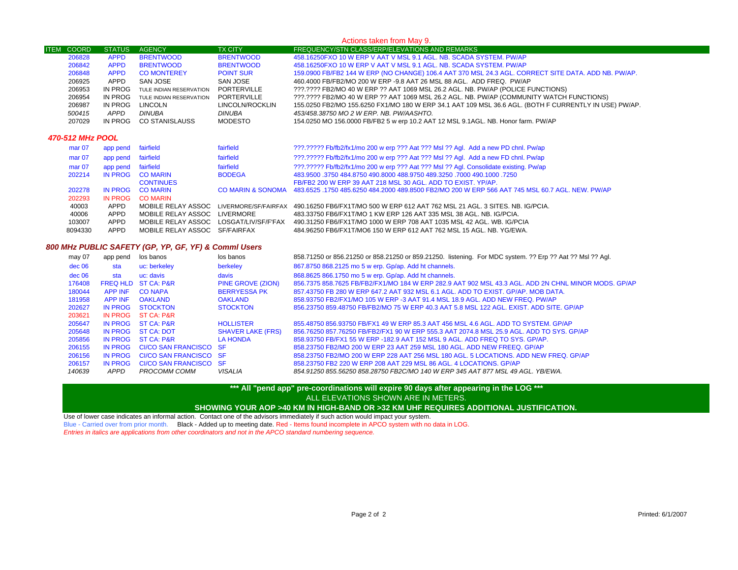Actions taken from May 9.

| ITEM | COORD | STATUS | AGENCY | TX CITY | FREQUENCY/STN CLASS/ERP/ELEVATIONS AND REMARKS |
|---|---|---|---|---|---|
| | 206828 | APPD | BRENTWOOD | BRENTWOOD | 458.16250FXO 10 W ERP V AAT V MSL 9.1 AGL. NB. SCADA SYSTEM. PW/AP |
| | 206842 | APPD | BRENTWOOD | BRENTWOOD | 458.16250FXO 10 W ERP V AAT V MSL 9.1 AGL. NB. SCADA SYSTEM. PW/AP |
| | 206848 | APPD | CO MONTEREY | POINT SUR | 159.0900 FB/FB2 144 W ERP (NO CHANGE) 106.4 AAT 370 MSL 24.3 AGL. CORRECT SITE DATA. ADD NB. PW/AP. |
| | 206925 | APPD | SAN JOSE | SAN JOSE | 460.4000 FB/FB2/MO 200 W ERP -9.8 AAT 26 MSL 88 AGL. ADD FREQ. PW/AP |
| | 206953 | IN PROG | TULE INDIAN RESERVATION | PORTERVILLE | ???.???? FB2/MO 40 W ERP ?? AAT 1069 MSL 26.2 AGL. NB. PW/AP (POLICE FUNCTIONS) |
| | 206954 | IN PROG | TULE INDIAN RESERVATION | PORTERVILLE | ???.???? FB2/MO 40 W ERP ?? AAT 1069 MSL 26.2 AGL. NB. PW/AP (COMMUNITY WATCH FUNCTIONS) |
| | 206987 | IN PROG | LINCOLN | LINCOLN/ROCKLIN | 155.0250 FB2/MO 155.6250 FX1/MO 180 W ERP 34.1 AAT 109 MSL 36.6 AGL. (BOTH F CURRENTLY IN USE) PW/AP. |
| | *500415* | *APPD* | *DINUBA* | *DINUBA* | *453/458.38750 MO 2 W ERP. NB. PW/AASHTO.* |
| | 207029 | IN PROG | CO STANISLAUSS | MODESTO | 154.0250 MO 156.0000 FB/FB2 5 w erp 10.2 AAT 12 MSL 9.1AGL. NB. Honor farm. PW/AP |

### *470-512 MHz POOL*

| | | | | |
|---|---|---|---|---|
| mar 07 | app pend | fairfield | fairfield | ???.????? Fb/fb2/fx1/mo 200 w erp ??? Aat ??? Msl ?? Agl. Add a new PD chnl. Pw/ap |
| mar 07 | app pend | fairfield | fairfield | ???.????? Fb/fb2/fx1/mo 200 w erp ??? Aat ??? Msl ?? Agl. Add a new FD chnl. Pw/ap |
| mar 07 | app pend | fairfield | fairfield | ???.????? Fb/fb2/fx1/mo 200 w erp ??? Aat ??? Msl ?? Agl. Consolidate existing. Pw/ap |
| 202214 | IN PROG | CO MARIN | BODEGA | 483.9500 .3750 484.8750 490.8000 488.9750 489.3250 .7000 490.1000 .7250 |
| | | CONTINUES | | FB/FB2 200 W ERP 39 AAT 218 MSL 30 AGL. ADD TO EXIST. YP/AP. |
| 202278 | IN PROG | CO MARIN | CO MARIN & SONOMA | 483.6525 .1750 485.6250 484.2000 489.8500 FB2/MO 200 W ERP 566 AAT 745 MSL 60.7 AGL. NEW. PW/AP |
| 202293 | IN PROG | CO MARIN | | |
| 40003 | APPD | MOBILE RELAY ASSOC | LIVERMORE/SF/FAIRFAX | 490.16250 FB6/FX1T/MO 500 W ERP 612 AAT 762 MSL 21 AGL. 3 SITES. NB. IG/PCIA. |
| 40006 | APPD | MOBILE RELAY ASSOC | LIVERMORE | 483.33750 FB6/FX1T/MO 1 KW ERP 126 AAT 335 MSL 38 AGL. NB. IG/PCIA. |
| 103007 | APPD | MOBILE RELAY ASSOC | LOSGAT/LIV/SF/F'FAX | 490.31250 FB6/FX1T/MO 1000 W ERP 708 AAT 1035 MSL 42 AGL. WB. IG/PCIA |
| 8094330 | APPD | MOBILE RELAY ASSOC | SF/FAIRFAX | 484.96250 FB6/FX1T/MO6 150 W ERP 612 AAT 762 MSL 15 AGL. NB. YG/EWA. |

### *800 MHz PUBLIC SAFETY (GP, YP, GF, YF) & Comml Users*

| | | | | |
|---|---|---|---|---|
| may 07 | app pend | los banos | los banos | 858.71250 or 856.21250 or 858.21250 or 859.21250. listening. For MDC system. ?? Erp ?? Aat ?? Msl ?? Agl. |
| dec 06 | sta | uc: berkeley | berkeley | 867.8750 868.2125 mo 5 w erp. Gp/ap. Add ht channels. |
| dec 06 | sta | uc: davis | davis | 868.8625 866.1750 mo 5 w erp. Gp/ap. Add ht channels. |
| 176408 | FREQ HLD | ST CA: P&R | PINE GROVE (ZION) | 856.7375 858.7625 FB/FB2/FX1/MO 184 W ERP 282.9 AAT 902 MSL 43.3 AGL. ADD 2N CHNL MINOR MODS. GP/AP |
| 180044 | APP INF | CO NAPA | BERRYESSA PK | 857.43750 FB 280 W ERP 647.2 AAT 932 MSL 6.1 AGL. ADD TO EXIST. GP/AP. MOB DATA. |
| 181958 | APP INF | OAKLAND | OAKLAND | 858.93750 FB2/FX1/MO 105 W ERP -3 AAT 91.4 MSL 18.9 AGL. ADD NEW FREQ. PW/AP |
| 202627 | IN PROG | STOCKTON | STOCKTON | 856.23750 859.48750 FB/FB2/MO 75 W ERP 40.3 AAT 5.8 MSL 122 AGL. EXIST. ADD SITE. GP/AP |
| 203621 | IN PROG | ST CA: P&R | | |
| 205647 | IN PROG | ST CA: P&R | HOLLISTER | 855.48750 856.93750 FB/FX1 49 W ERP 85.3 AAT 456 MSL 4.6 AGL. ADD TO SYSTEM. GP/AP |
| 205648 | IN PROG | ST CA: DOT | SHAVER LAKE (FRS) | 856.76250 857.76250 FB/FB2/FX1 90 W ERP 555.3 AAT 2074.8 MSL 25.9 AGL. ADD TO SYS. GP/AP |
| 205856 | IN PROG | ST CA: P&R | LA HONDA | 858.93750 FB/FX1 55 W ERP -182.9 AAT 152 MSL 9 AGL. ADD FREQ TO SYS. GP/AP. |
| 206155 | IN PROG | CI/CO SAN FRANCISCO | SF | 858.23750 FB2/MO 200 W ERP 23 AAT 259 MSL 180 AGL. ADD NEW FREEQ. GP/AP |
| 206156 | IN PROG | CI/CO SAN FRANCISCO | SF | 858.23750 FB2/MO 200 W ERP 228 AAT 256 MSL 180 AGL. 5 LOCATIONS. ADD NEW FREQ. GP/AP |
| 206157 | IN PROG | CI/CO SAN FRANCISCO | SF | 858.23750 FB2 220 W ERP 208 AAT 229 MSL 86 AGL. 4 LOCATIONS. GP/AP |
| *140639* | *APPD* | *PROCOMM COMM* | *VISALIA* | *854.91250 855.56250 858.28750 FB2C/MO 140 W ERP 345 AAT 877 MSL 49 AGL. YB/EWA.* |

**\*\*\* All "pend app" pre-coordinations will expire 90 days after appearing in the LOG \*\*\***

ALL ELEVATIONS SHOWN ARE IN METERS.

**SHOWING YOUR AOP >40 KM IN HIGH-BAND OR >32 KM UHF REQUIRES ADDITIONAL JUSTIFICATION.**

Use of lower case indicates an informal action. Contact one of the advisors immediately if such action would impact your system.

Blue - Carried over from prior month. Black - Added up to meeting date. Red - Items found incomplete in APCO system with no data in LOG.

*Entries in italics are applications from other coordinators and not in the APCO standard numbering sequence.*

Printed: 6/1/2007